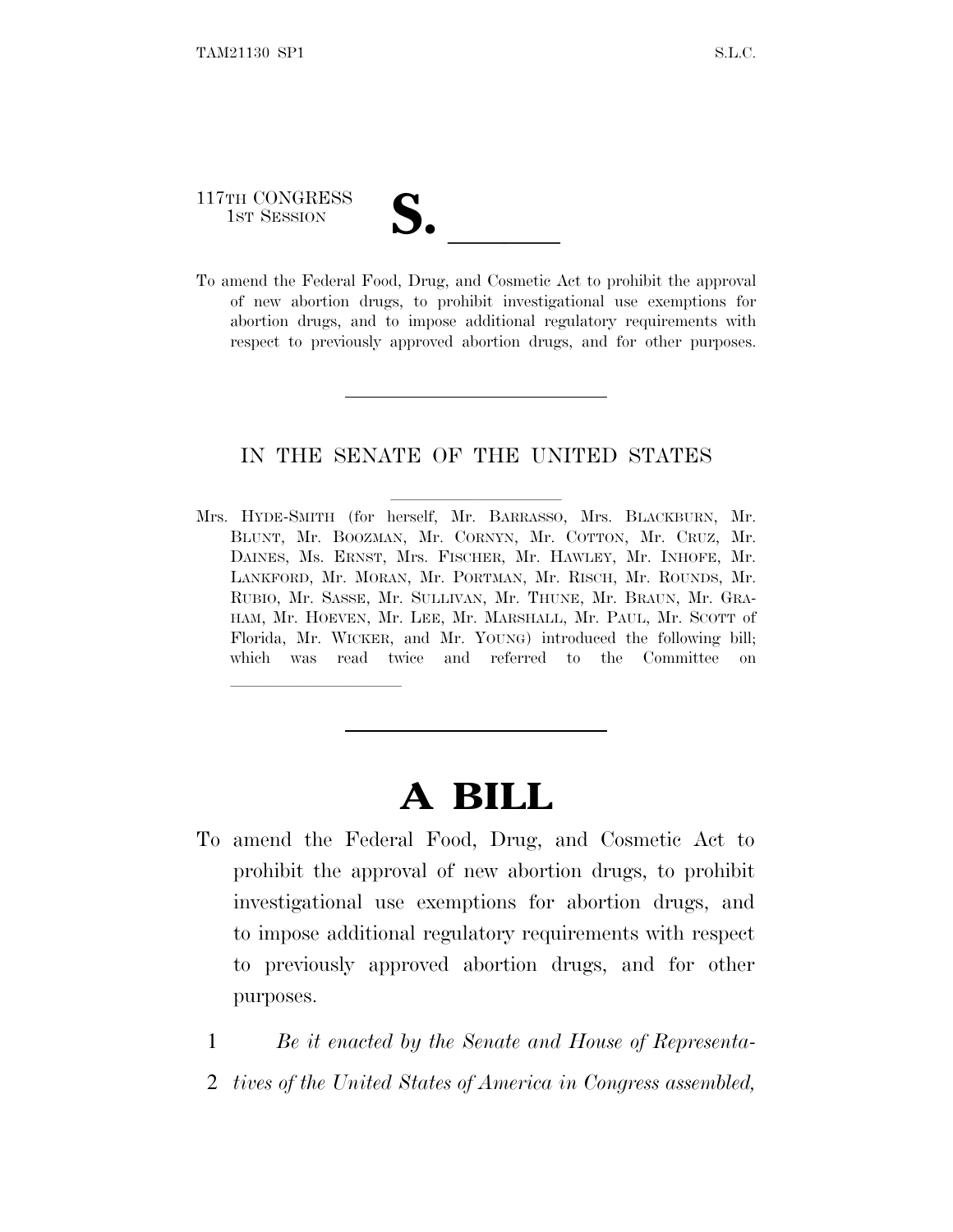117TH CONGRESS
1ST SESSION

# S. \_\_\_\_\_\_

To amend the Federal Food, Drug, and Cosmetic Act to prohibit the approval of new abortion drugs, to prohibit investigational use exemptions for abortion drugs, and to impose additional regulatory requirements with respect to previously approved abortion drugs, and for other purposes.

---

IN THE SENATE OF THE UNITED STATES

Mrs. HYDE-SMITH (for herself, Mr. BARRASSO, Mrs. BLACKBURN, Mr. BLUNT, Mr. BOOZMAN, Mr. CORNYN, Mr. COTTON, Mr. CRUZ, Mr. DAINES, Ms. ERNST, Mrs. FISCHER, Mr. HAWLEY, Mr. INHOFE, Mr. LANKFORD, Mr. MORAN, Mr. PORTMAN, Mr. RISCH, Mr. ROUNDS, Mr. RUBIO, Mr. SASSE, Mr. SULLIVAN, Mr. THUNE, Mr. BRAUN, Mr. GRAHAM, Mr. HOEVEN, Mr. LEE, Mr. MARSHALL, Mr. PAUL, Mr. SCOTT of Florida, Mr. WICKER, and Mr. YOUNG) introduced the following bill; which was read twice and referred to the Committee on \_\_\_\_\_\_\_\_\_\_\_\_\_\_\_\_

---

# A BILL

To amend the Federal Food, Drug, and Cosmetic Act to prohibit the approval of new abortion drugs, to prohibit investigational use exemptions for abortion drugs, and to impose additional regulatory requirements with respect to previously approved abortion drugs, and for other purposes.

1 *Be it enacted by the Senate and House of Representa-*
2 *tives of the United States of America in Congress assembled,*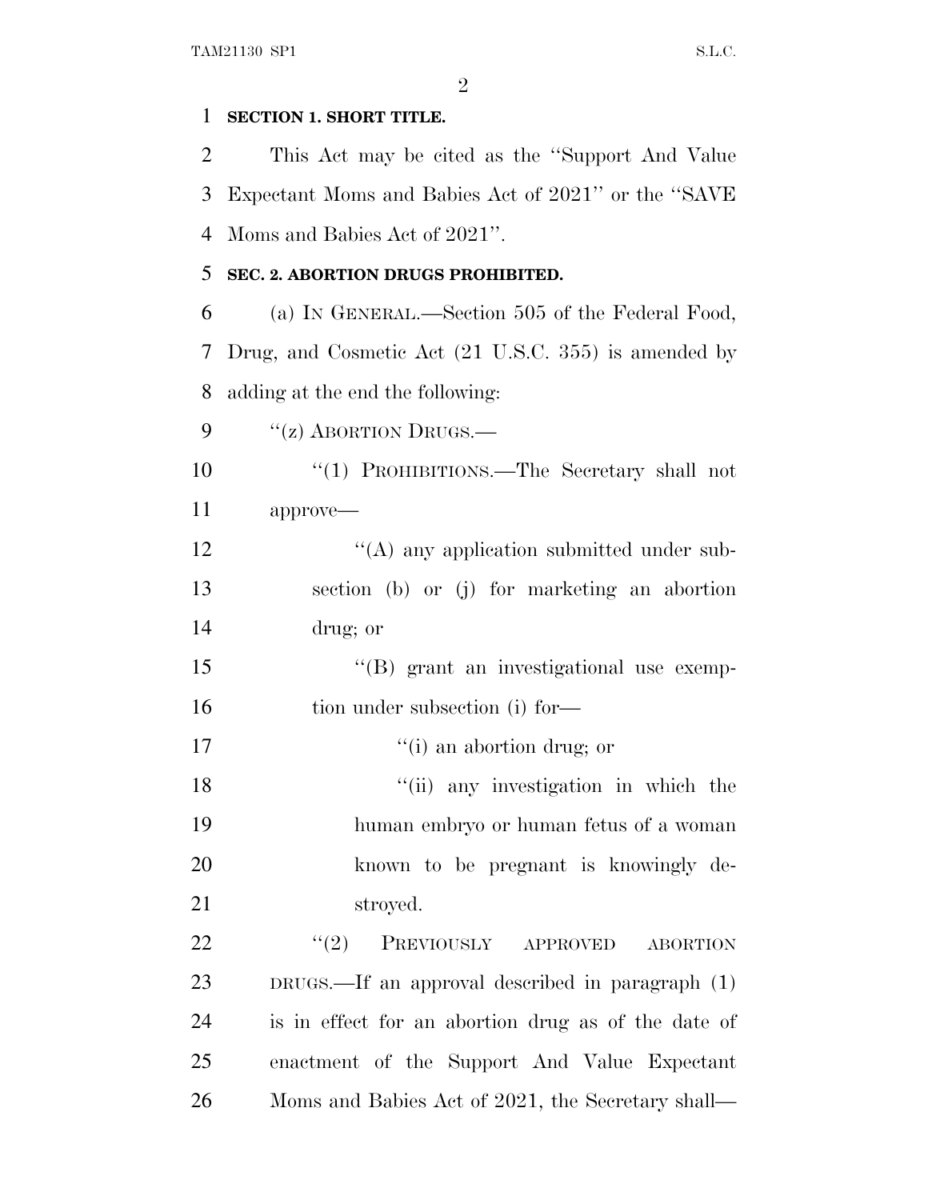**SECTION 1. SHORT TITLE.**

This Act may be cited as the ''Support And Value Expectant Moms and Babies Act of 2021'' or the ''SAVE Moms and Babies Act of 2021''.

**SEC. 2. ABORTION DRUGS PROHIBITED.**

(a) IN GENERAL.—Section 505 of the Federal Food, Drug, and Cosmetic Act (21 U.S.C. 355) is amended by adding at the end the following:

''(z) ABORTION DRUGS.—

''(1) PROHIBITIONS.—The Secretary shall not approve—

''(A) any application submitted under subsection (b) or (j) for marketing an abortion drug; or

''(B) grant an investigational use exemption under subsection (i) for—

''(i) an abortion drug; or

''(ii) any investigation in which the human embryo or human fetus of a woman known to be pregnant is knowingly destroyed.

''(2) PREVIOUSLY APPROVED ABORTION DRUGS.—If an approval described in paragraph (1) is in effect for an abortion drug as of the date of enactment of the Support And Value Expectant Moms and Babies Act of 2021, the Secretary shall—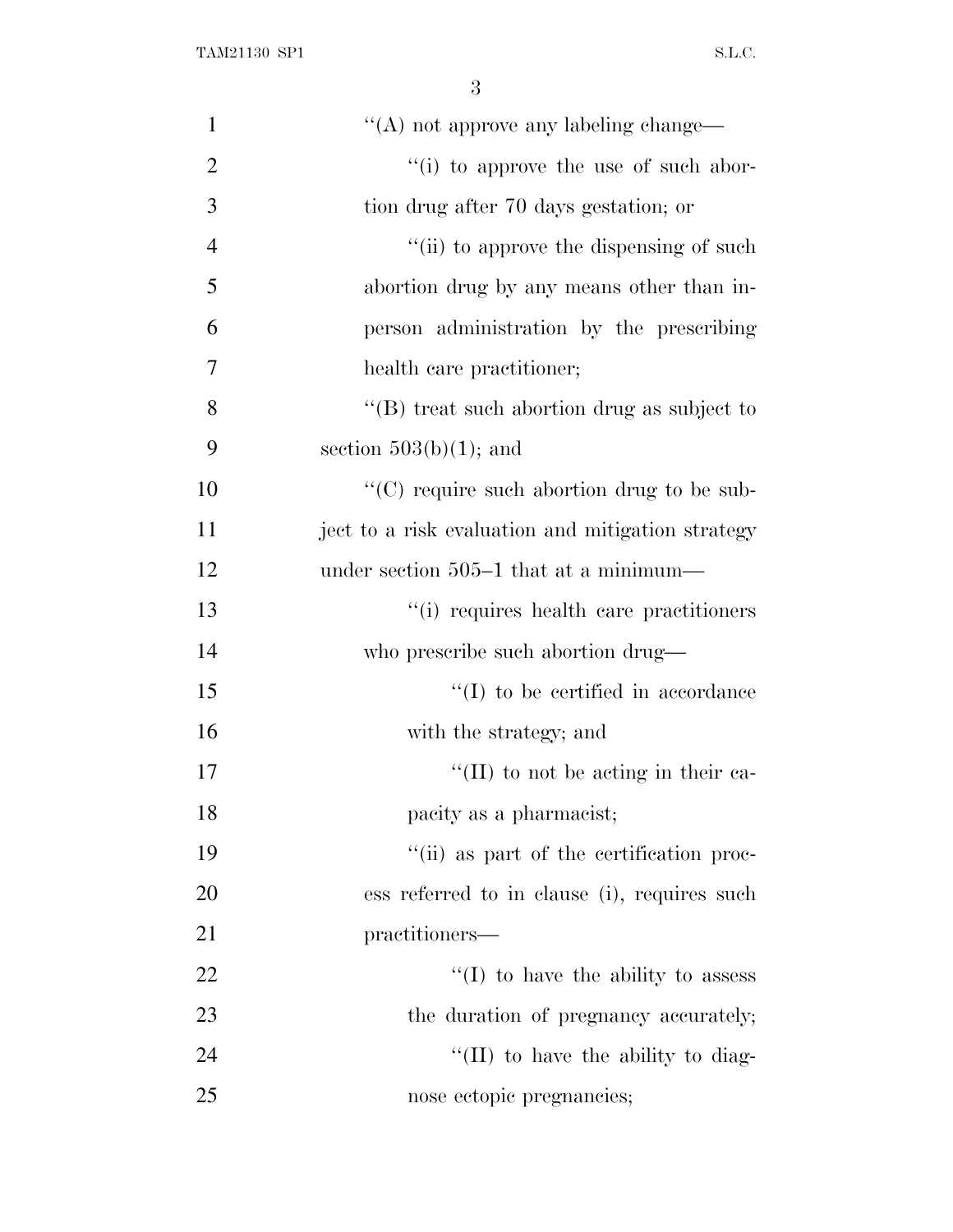''(A) not approve any labeling change—

''(i) to approve the use of such abortion drug after 70 days gestation; or

''(ii) to approve the dispensing of such abortion drug by any means other than in-person administration by the prescribing health care practitioner;

''(B) treat such abortion drug as subject to section 503(b)(1); and

''(C) require such abortion drug to be subject to a risk evaluation and mitigation strategy under section 505–1 that at a minimum—

''(i) requires health care practitioners who prescribe such abortion drug—

''(I) to be certified in accordance with the strategy; and

''(II) to not be acting in their capacity as a pharmacist;

''(ii) as part of the certification process referred to in clause (i), requires such practitioners—

''(I) to have the ability to assess the duration of pregnancy accurately;

''(II) to have the ability to diagnose ectopic pregnancies;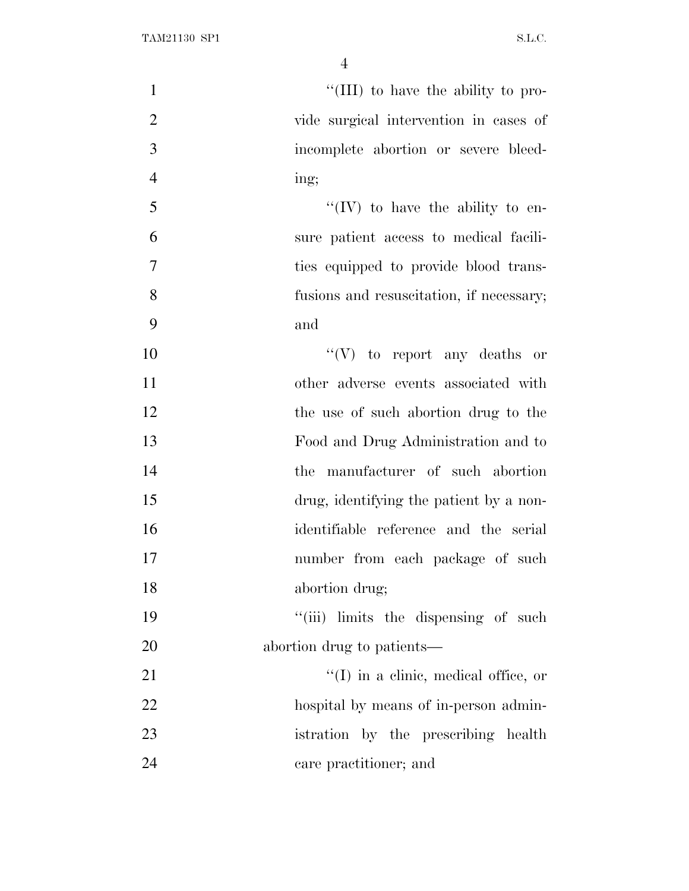"(III) to have the ability to provide surgical intervention in cases of incomplete abortion or severe bleeding;

"(IV) to have the ability to ensure patient access to medical facilities equipped to provide blood transfusions and resuscitation, if necessary; and

"(V) to report any deaths or other adverse events associated with the use of such abortion drug to the Food and Drug Administration and to the manufacturer of such abortion drug, identifying the patient by a non-identifiable reference and the serial number from each package of such abortion drug;

"(iii) limits the dispensing of such abortion drug to patients—

"(I) in a clinic, medical office, or hospital by means of in-person administration by the prescribing health care practitioner; and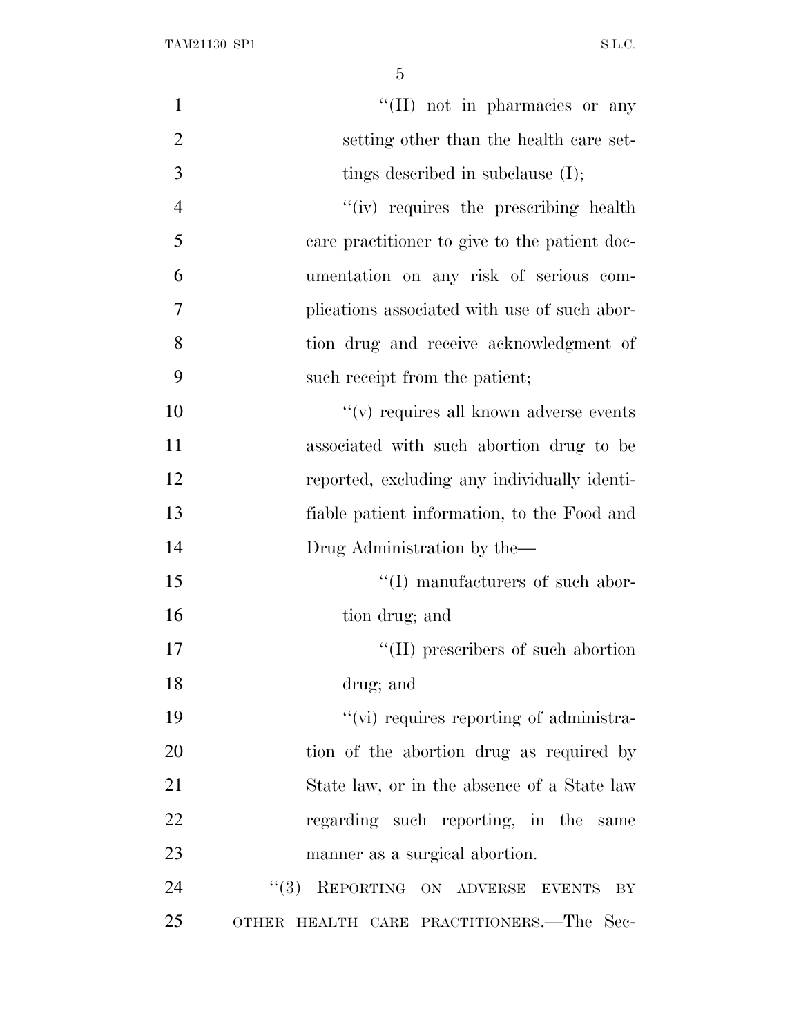"(II) not in pharmacies or any setting other than the health care settings described in subclause (I);

"(iv) requires the prescribing health care practitioner to give to the patient documentation on any risk of serious complications associated with use of such abortion drug and receive acknowledgment of such receipt from the patient;

"(v) requires all known adverse events associated with such abortion drug to be reported, excluding any individually identifiable patient information, to the Food and Drug Administration by the—

"(I) manufacturers of such abortion drug; and

"(II) prescribers of such abortion drug; and

"(vi) requires reporting of administration of the abortion drug as required by State law, or in the absence of a State law regarding such reporting, in the same manner as a surgical abortion.

"(3) REPORTING ON ADVERSE EVENTS BY OTHER HEALTH CARE PRACTITIONERS.—The Sec-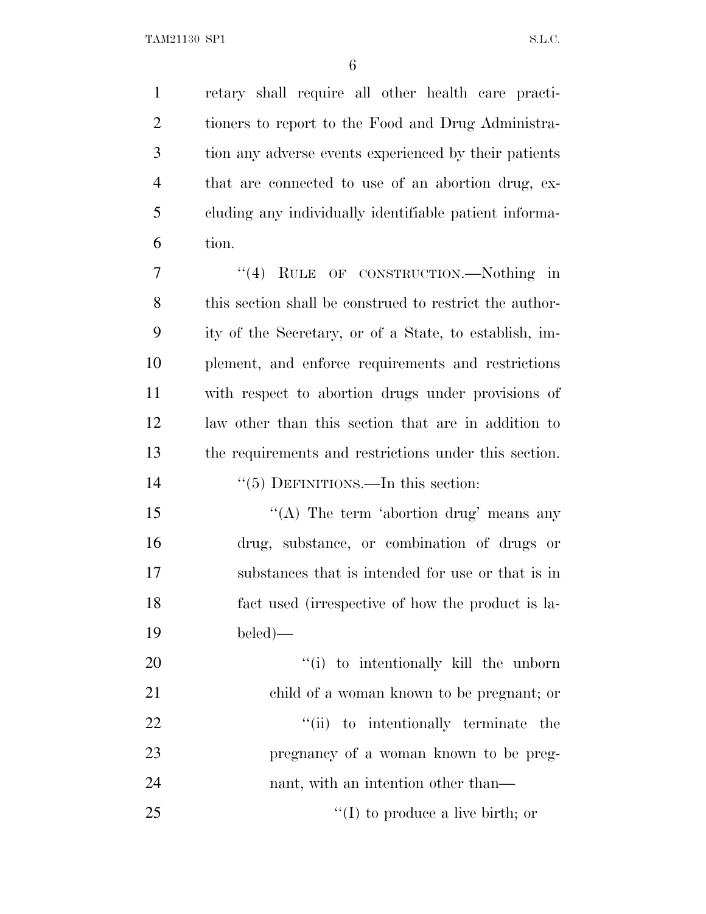retary shall require all other health care practitioners to report to the Food and Drug Administration any adverse events experienced by their patients that are connected to use of an abortion drug, excluding any individually identifiable patient information.

"(4) RULE OF CONSTRUCTION.—Nothing in this section shall be construed to restrict the authority of the Secretary, or of a State, to establish, implement, and enforce requirements and restrictions with respect to abortion drugs under provisions of law other than this section that are in addition to the requirements and restrictions under this section.

"(5) DEFINITIONS.—In this section:

"(A) The term 'abortion drug' means any drug, substance, or combination of drugs or substances that is intended for use or that is in fact used (irrespective of how the product is labeled)—

"(i) to intentionally kill the unborn child of a woman known to be pregnant; or

"(ii) to intentionally terminate the pregnancy of a woman known to be pregnant, with an intention other than—

"(I) to produce a live birth; or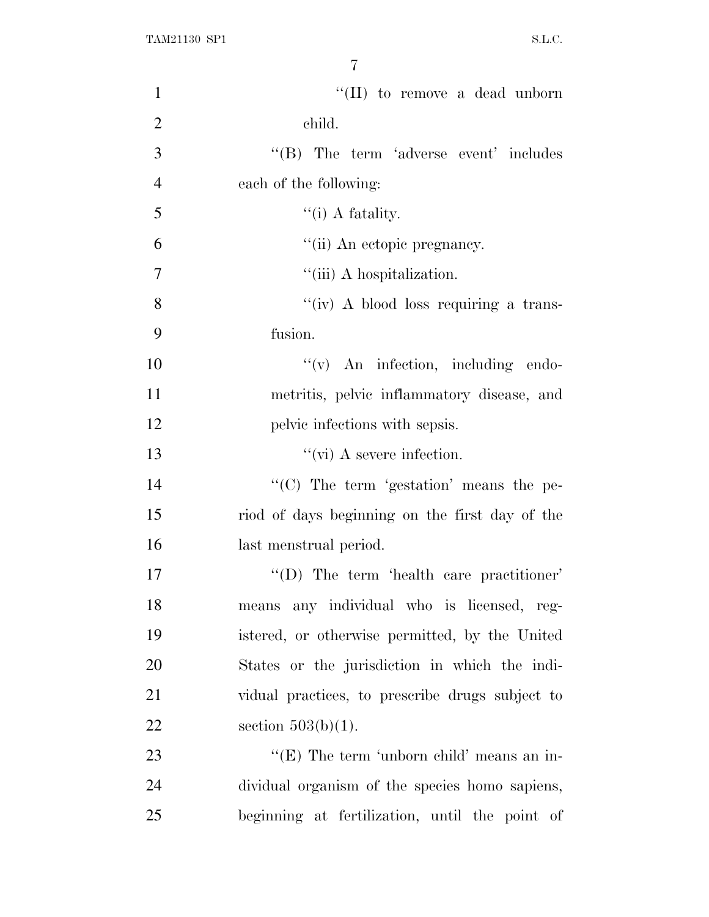''(II) to remove a dead unborn child.

''(B) The term 'adverse event' includes each of the following:

''(i) A fatality.

''(ii) An ectopic pregnancy.

''(iii) A hospitalization.

''(iv) A blood loss requiring a transfusion.

''(v) An infection, including endometritis, pelvic inflammatory disease, and pelvic infections with sepsis.

''(vi) A severe infection.

''(C) The term 'gestation' means the period of days beginning on the first day of the last menstrual period.

''(D) The term 'health care practitioner' means any individual who is licensed, registered, or otherwise permitted, by the United States or the jurisdiction in which the individual practices, to prescribe drugs subject to section 503(b)(1).

''(E) The term 'unborn child' means an individual organism of the species homo sapiens, beginning at fertilization, until the point of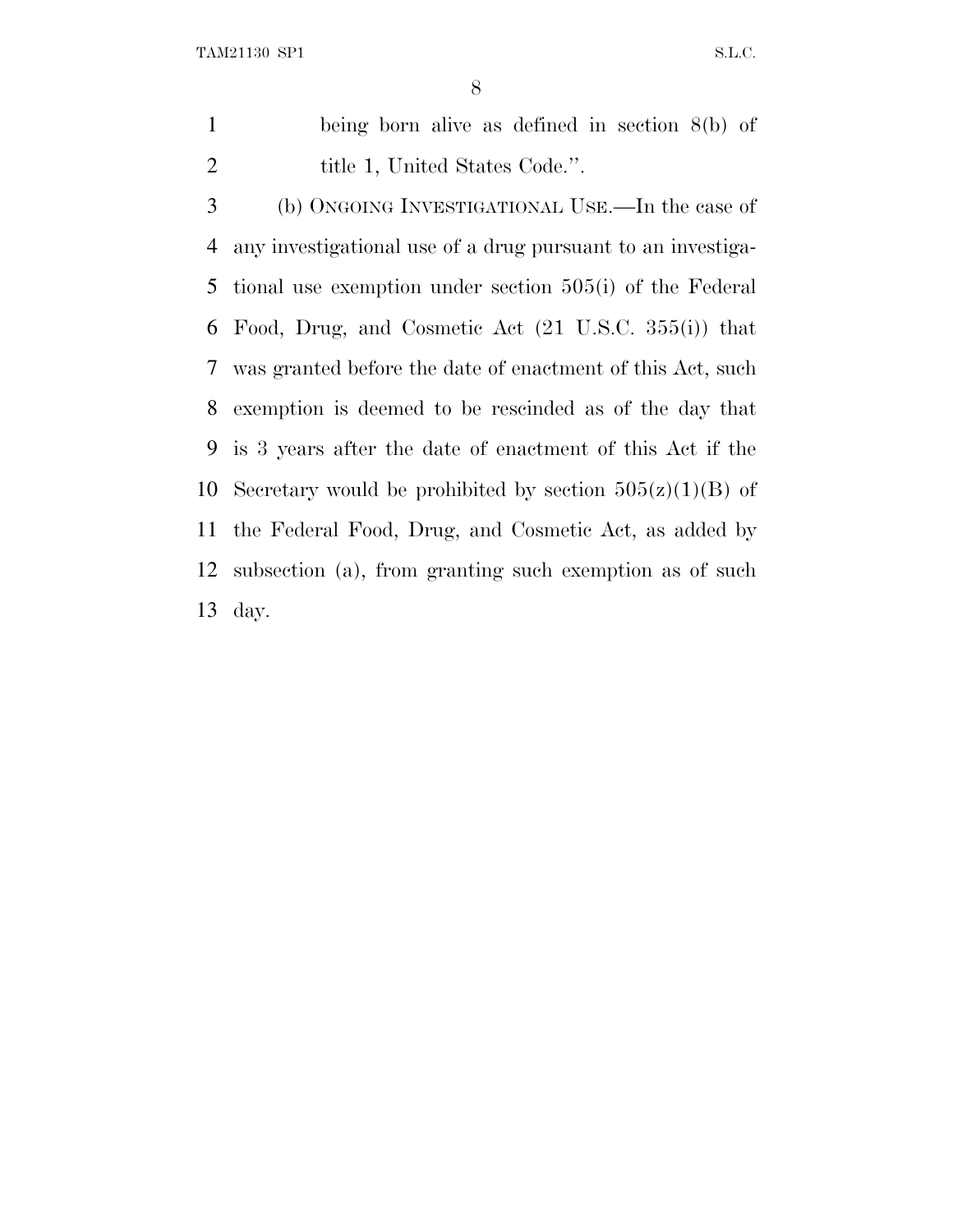being born alive as defined in section 8(b) of title 1, United States Code.''.

(b) ONGOING INVESTIGATIONAL USE.—In the case of any investigational use of a drug pursuant to an investigational use exemption under section 505(i) of the Federal Food, Drug, and Cosmetic Act (21 U.S.C. 355(i)) that was granted before the date of enactment of this Act, such exemption is deemed to be rescinded as of the day that is 3 years after the date of enactment of this Act if the Secretary would be prohibited by section 505(z)(1)(B) of the Federal Food, Drug, and Cosmetic Act, as added by subsection (a), from granting such exemption as of such day.